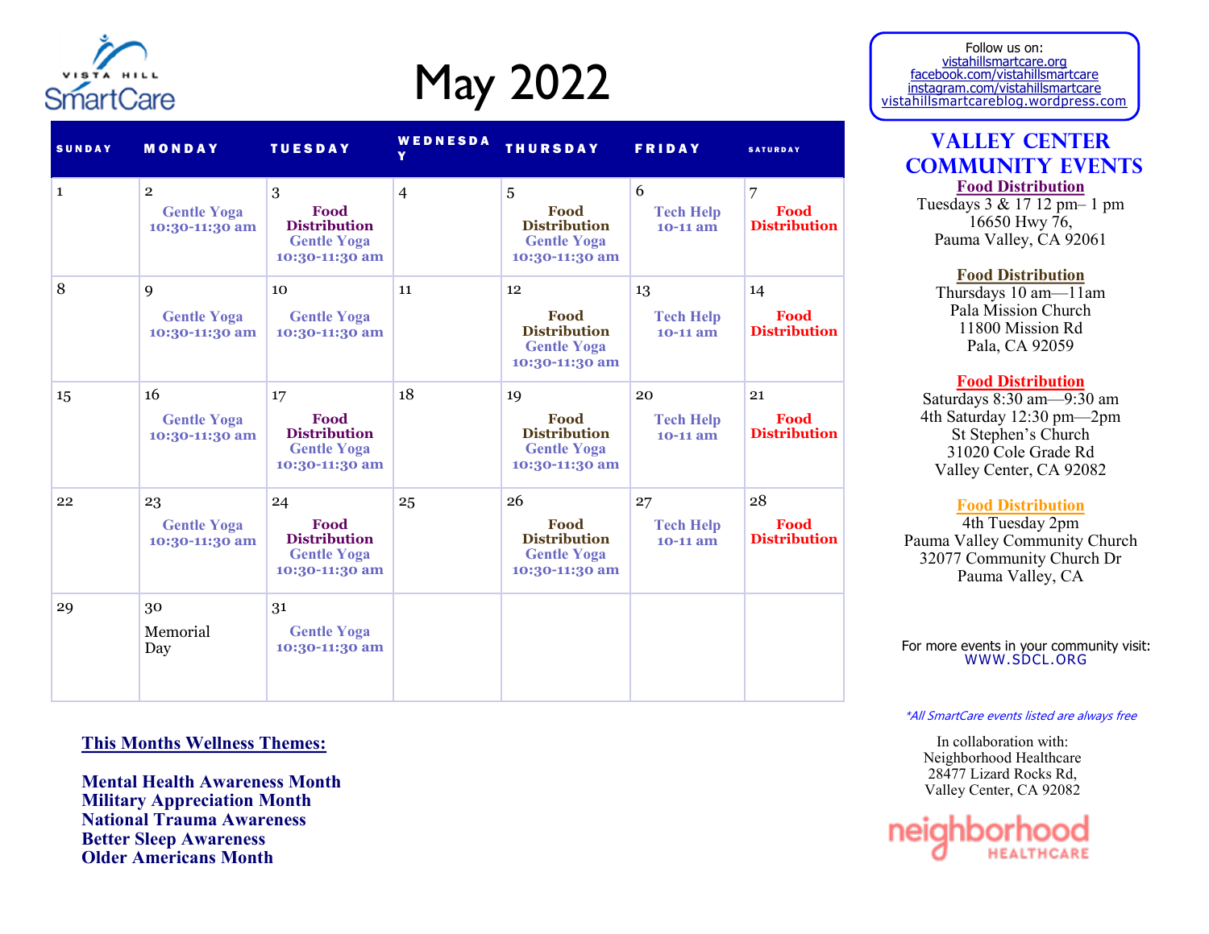# May 2022

| SUNDAY | MONDAY | TUESDAY | WEDNESDAY | THURSDAY | FRIDAY | SATURDAY |
|---|---|---|---|---|---|---|
| 1 | 2<br>Gentle Yoga<br>10:30-11:30 am | 3<br>Food Distribution<br>Gentle Yoga<br>10:30-11:30 am | 4 | 5<br>Food Distribution<br>Gentle Yoga<br>10:30-11:30 am | 6<br>Tech Help<br>10-11 am | 7<br>Food Distribution |
| 8 | 9<br>Gentle Yoga<br>10:30-11:30 am | 10<br>Gentle Yoga<br>10:30-11:30 am | 11 | 12<br>Food Distribution<br>Gentle Yoga<br>10:30-11:30 am | 13<br>Tech Help<br>10-11 am | 14<br>Food Distribution |
| 15 | 16<br>Gentle Yoga<br>10:30-11:30 am | 17<br>Food Distribution<br>Gentle Yoga<br>10:30-11:30 am | 18 | 19<br>Food Distribution<br>Gentle Yoga<br>10:30-11:30 am | 20<br>Tech Help<br>10-11 am | 21<br>Food Distribution |
| 22 | 23<br>Gentle Yoga<br>10:30-11:30 am | 24<br>Food Distribution<br>Gentle Yoga<br>10:30-11:30 am | 25 | 26<br>Food Distribution<br>Gentle Yoga<br>10:30-11:30 am | 27<br>Tech Help<br>10-11 am | 28<br>Food Distribution |
| 29 | 30<br>Memorial Day | 31<br>Gentle Yoga<br>10:30-11:30 am | | | | |

**This Months Wellness Themes:**

**Mental Health Awareness Month**
**Military Appreciation Month**
**National Trauma Awareness**
**Better Sleep Awareness**
**Older Americans Month**

Follow us on:
vistahillsmartcare.org
facebook.com/vistahillsmartcare
instagram.com/vistahillsmartcare
vistahillsmartcareblog.wordpress.com

## Valley Center Community Events

**Food Distribution**
Tuesdays 3 & 17 12 pm– 1 pm
16650 Hwy 76,
Pauma Valley, CA 92061

**Food Distribution**
Thursdays 10 am—11am
Pala Mission Church
11800 Mission Rd
Pala, CA 92059

**Food Distribution**
Saturdays 8:30 am—9:30 am
4th Saturday 12:30 pm—2pm
St Stephen's Church
31020 Cole Grade Rd
Valley Center, CA 92082

**Food Distribution**
4th Tuesday 2pm
Pauma Valley Community Church
32077 Community Church Dr
Pauma Valley, CA

For more events in your community visit:
WWW.SDCL.ORG

*All SmartCare events listed are always free*

In collaboration with:
Neighborhood Healthcare
28477 Lizard Rocks Rd,
Valley Center, CA 92082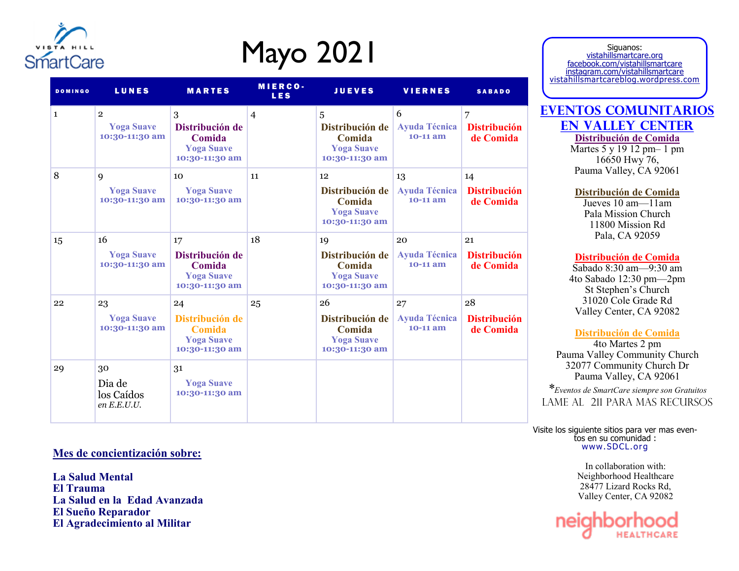# Mayo 2021

| DOMINGO | LUNES | MARTES | MIERCO-LES | JUEVES | VIERNES | SABADO |
|---|---|---|---|---|---|---|
| 1 | 2<br>Yoga Suave<br>10:30-11:30 am | 3<br>Distribución de Comida<br>Yoga Suave<br>10:30-11:30 am | 4 | 5<br>Distribución de Comida<br>Yoga Suave<br>10:30-11:30 am | 6<br>Ayuda Técnica<br>10-11 am | 7<br>Distribución de Comida |
| 8 | 9<br>Yoga Suave<br>10:30-11:30 am | 10<br>Yoga Suave<br>10:30-11:30 am | 11 | 12<br>Distribución de Comida<br>Yoga Suave<br>10:30-11:30 am | 13<br>Ayuda Técnica<br>10-11 am | 14<br>Distribución de Comida |
| 15 | 16<br>Yoga Suave<br>10:30-11:30 am | 17<br>Distribución de Comida<br>Yoga Suave<br>10:30-11:30 am | 18 | 19<br>Distribución de Comida<br>Yoga Suave<br>10:30-11:30 am | 20<br>Ayuda Técnica<br>10-11 am | 21<br>Distribución de Comida |
| 22 | 23<br>Yoga Suave<br>10:30-11:30 am | 24<br>Distribución de Comida<br>Yoga Suave<br>10:30-11:30 am | 25 | 26<br>Distribución de Comida<br>Yoga Suave<br>10:30-11:30 am | 27<br>Ayuda Técnica<br>10-11 am | 28<br>Distribución de Comida |
| 29 | 30<br>Dia de los Caídos<br>*en E.E.U.U.* | 31<br>Yoga Suave<br>10:30-11:30 am | | | | |

Siguanos:
vistahillsmartcare.org
facebook.com/vistahillsmartcare
instagram.com/vistahillsmartcare
vistahillsmartcareblog.wordpress.com

## EVENTOS COMUNITARIOS EN VALLEY CENTER

**Distribución de Comida**
Martes 5 y 19 12 pm– 1 pm
16650 Hwy 76,
Pauma Valley, CA 92061

**Distribución de Comida**
Jueves 10 am—11am
Pala Mission Church
11800 Mission Rd
Pala, CA 92059

**Distribución de Comida**
Sabado 8:30 am—9:30 am
4to Sabado 12:30 pm—2pm
St Stephen's Church
31020 Cole Grade Rd
Valley Center, CA 92082

**Distribución de Comida**
4to Martes 2 pm
Pauma Valley Community Church
32077 Community Church Dr
Pauma Valley, CA 92061

**Eventos de SmartCare siempre son Gratuitos*

LAME AL 211 PARA MAS RECURSOS

Visite los siguiente sitios para ver mas eventos en su comunidad :
www.SDCL.org

In collaboration with:
Neighborhood Healthcare
28477 Lizard Rocks Rd,
Valley Center, CA 92082

**Mes de concientización sobre:**

**La Salud Mental**
**El Trauma**
**La Salud en la Edad Avanzada**
**El Sueño Reparador**
**El Agradecimiento al Militar**